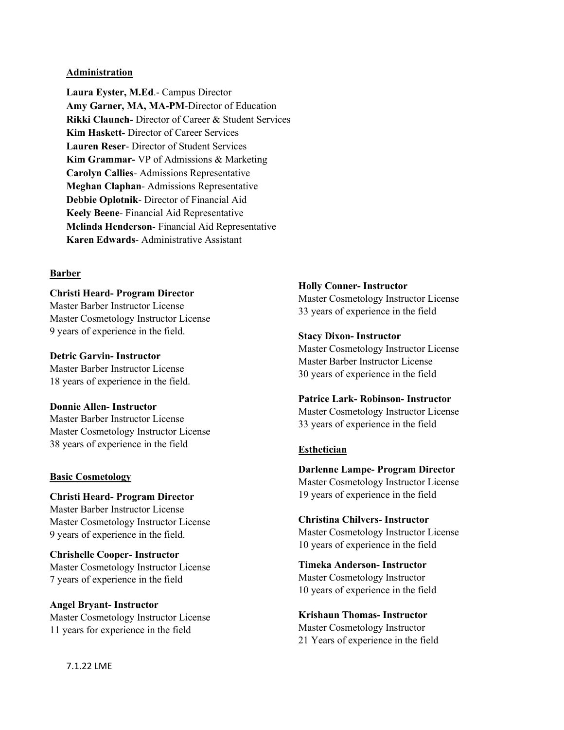## Administration

**Laura Eyster, M.Ed**.- Campus Director
**Amy Garner, MA, MA-PM**-Director of Education
**Rikki Claunch-** Director of Career & Student Services
**Kim Haskett-** Director of Career Services
**Lauren Reser**- Director of Student Services
**Kim Grammar-** VP of Admissions & Marketing
**Carolyn Callies**- Admissions Representative
**Meghan Claphan**- Admissions Representative
**Debbie Oplotnik**- Director of Financial Aid
**Keely Beene**- Financial Aid Representative
**Melinda Henderson**- Financial Aid Representative
**Karen Edwards**- Administrative Assistant

## Barber

**Christi Heard- Program Director**
Master Barber Instructor License
Master Cosmetology Instructor License
9 years of experience in the field.

**Detric Garvin- Instructor**
Master Barber Instructor License
18 years of experience in the field.

**Donnie Allen- Instructor**
Master Barber Instructor License
Master Cosmetology Instructor License
38 years of experience in the field

## Basic Cosmetology

**Christi Heard- Program Director**
Master Barber Instructor License
Master Cosmetology Instructor License
9 years of experience in the field.

**Chrishelle Cooper- Instructor**
Master Cosmetology Instructor License
7 years of experience in the field

**Angel Bryant- Instructor**
Master Cosmetology Instructor License
11 years for experience in the field

**Holly Conner- Instructor**
Master Cosmetology Instructor License
33 years of experience in the field

**Stacy Dixon- Instructor**
Master Cosmetology Instructor License
Master Barber Instructor License
30 years of experience in the field

**Patrice Lark- Robinson- Instructor**
Master Cosmetology Instructor License
33 years of experience in the field

## Esthetician

**Darlenne Lampe- Program Director**
Master Cosmetology Instructor License
19 years of experience in the field

**Christina Chilvers- Instructor**
Master Cosmetology Instructor License
10 years of experience in the field

**Timeka Anderson- Instructor**
Master Cosmetology Instructor
10 years of experience in the field

**Krishaun Thomas- Instructor**
Master Cosmetology Instructor
21 Years of experience in the field

7.1.22 LME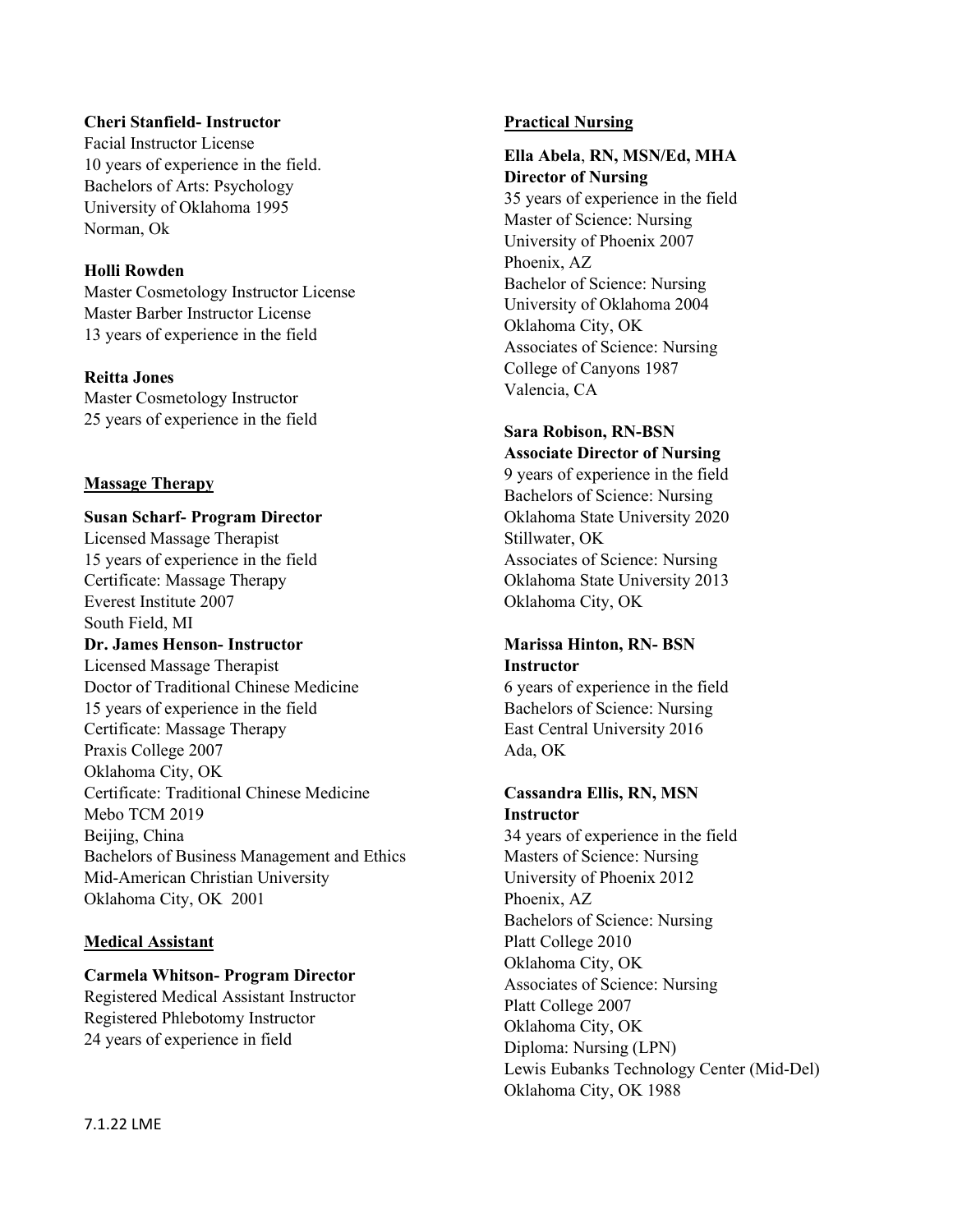**Cheri Stanfield- Instructor**
Facial Instructor License
10 years of experience in the field.
Bachelors of Arts: Psychology
University of Oklahoma 1995
Norman, Ok

**Holli Rowden**
Master Cosmetology Instructor License
Master Barber Instructor License
13 years of experience in the field

**Reitta Jones**
Master Cosmetology Instructor
25 years of experience in the field

## Massage Therapy

**Susan Scharf- Program Director**
Licensed Massage Therapist
15 years of experience in the field
Certificate: Massage Therapy
Everest Institute 2007
South Field, MI

**Dr. James Henson- Instructor**
Licensed Massage Therapist
Doctor of Traditional Chinese Medicine
15 years of experience in the field
Certificate: Massage Therapy
Praxis College 2007
Oklahoma City, OK
Certificate: Traditional Chinese Medicine
Mebo TCM 2019
Beijing, China
Bachelors of Business Management and Ethics
Mid-American Christian University
Oklahoma City, OK 2001

## Medical Assistant

**Carmela Whitson- Program Director**
Registered Medical Assistant Instructor
Registered Phlebotomy Instructor
24 years of experience in field

## Practical Nursing

**Ella Abela, RN, MSN/Ed, MHA**
**Director of Nursing**
35 years of experience in the field
Master of Science: Nursing
University of Phoenix 2007
Phoenix, AZ
Bachelor of Science: Nursing
University of Oklahoma 2004
Oklahoma City, OK
Associates of Science: Nursing
College of Canyons 1987
Valencia, CA

**Sara Robison, RN-BSN**
**Associate Director of Nursing**
9 years of experience in the field
Bachelors of Science: Nursing
Oklahoma State University 2020
Stillwater, OK
Associates of Science: Nursing
Oklahoma State University 2013
Oklahoma City, OK

**Marissa Hinton, RN- BSN**
**Instructor**
6 years of experience in the field
Bachelors of Science: Nursing
East Central University 2016
Ada, OK

**Cassandra Ellis, RN, MSN**
**Instructor**
34 years of experience in the field
Masters of Science: Nursing
University of Phoenix 2012
Phoenix, AZ
Bachelors of Science: Nursing
Platt College 2010
Oklahoma City, OK
Associates of Science: Nursing
Platt College 2007
Oklahoma City, OK
Diploma: Nursing (LPN)
Lewis Eubanks Technology Center (Mid-Del)
Oklahoma City, OK 1988

7.1.22 LME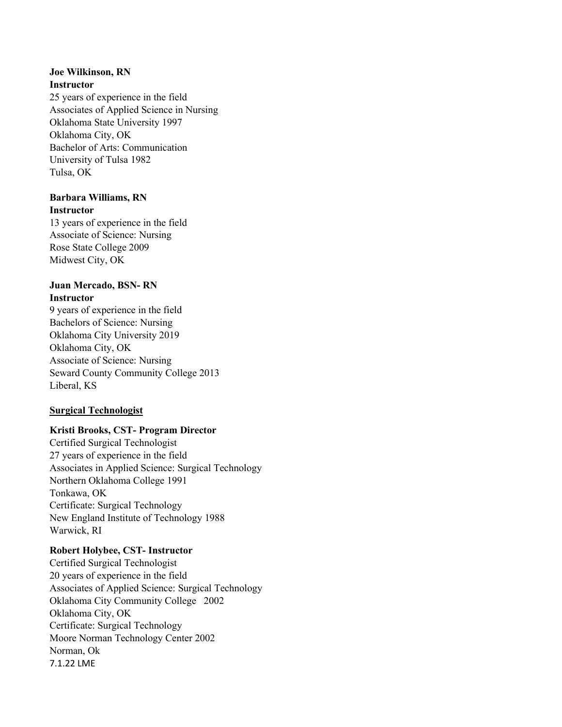**Joe Wilkinson, RN**
**Instructor**
25 years of experience in the field
Associates of Applied Science in Nursing
Oklahoma State University 1997
Oklahoma City, OK
Bachelor of Arts: Communication
University of Tulsa 1982
Tulsa, OK

**Barbara Williams, RN**
**Instructor**
13 years of experience in the field
Associate of Science: Nursing
Rose State College 2009
Midwest City, OK

**Juan Mercado, BSN- RN**
**Instructor**
9 years of experience in the field
Bachelors of Science: Nursing
Oklahoma City University 2019
Oklahoma City, OK
Associate of Science: Nursing
Seward County Community College 2013
Liberal, KS

## Surgical Technologist

**Kristi Brooks, CST- Program Director**
Certified Surgical Technologist
27 years of experience in the field
Associates in Applied Science: Surgical Technology
Northern Oklahoma College 1991
Tonkawa, OK
Certificate: Surgical Technology
New England Institute of Technology 1988
Warwick, RI

**Robert Holybee, CST- Instructor**
Certified Surgical Technologist
20 years of experience in the field
Associates of Applied Science: Surgical Technology
Oklahoma City Community College 2002
Oklahoma City, OK
Certificate: Surgical Technology
Moore Norman Technology Center 2002
Norman, Ok

7.1.22 LME